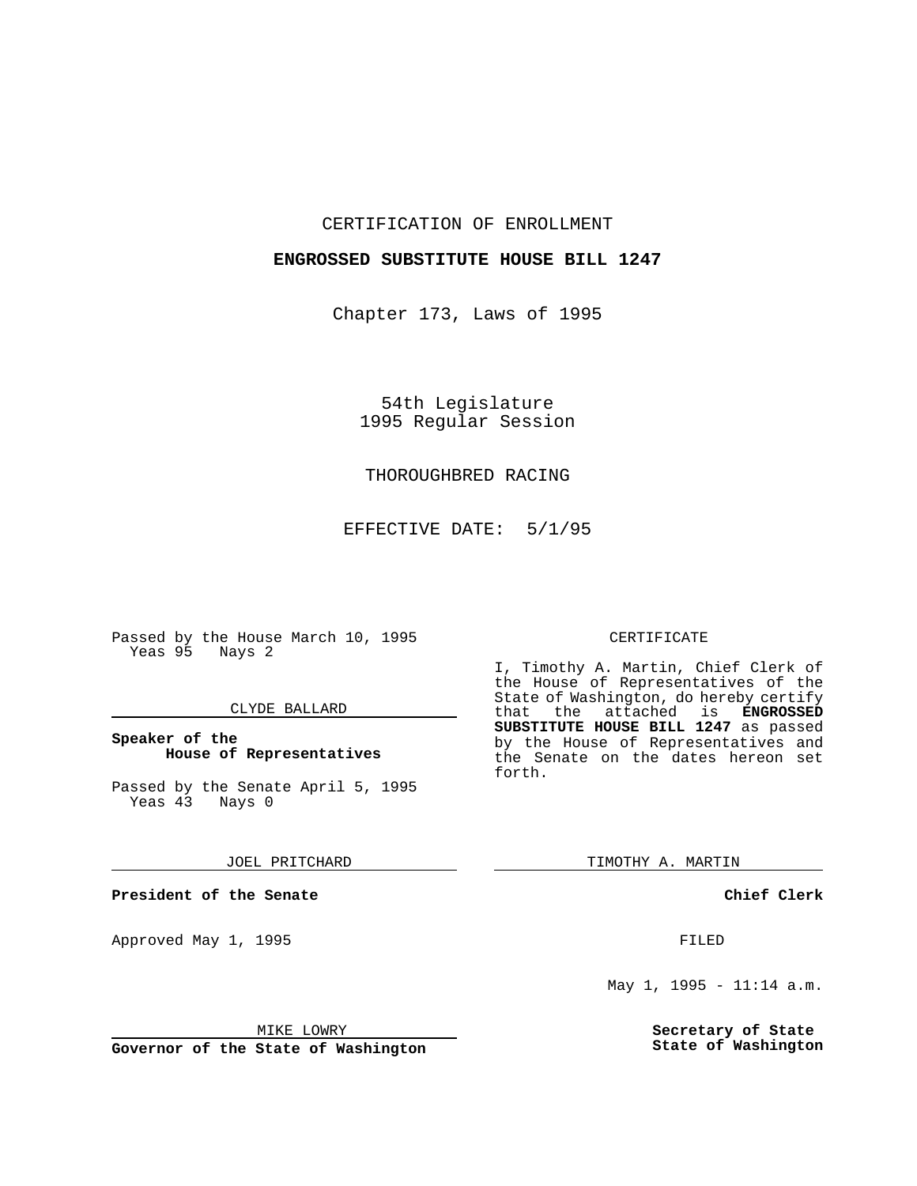CERTIFICATION OF ENROLLMENT

**ENGROSSED SUBSTITUTE HOUSE BILL 1247**

Chapter 173, Laws of 1995

54th Legislature
1995 Regular Session

THOROUGHBRED RACING

EFFECTIVE DATE: 5/1/95

Passed by the House March 10, 1995
Yeas 95 Nays 2

CLYDE BALLARD

**Speaker of the House of Representatives**

Passed by the Senate April 5, 1995
Yeas 43 Nays 0

JOEL PRITCHARD

**President of the Senate**

Approved May 1, 1995

MIKE LOWRY

**Governor of the State of Washington**

CERTIFICATE

I, Timothy A. Martin, Chief Clerk of the House of Representatives of the State of Washington, do hereby certify that the attached is **ENGROSSED SUBSTITUTE HOUSE BILL 1247** as passed by the House of Representatives and the Senate on the dates hereon set forth.

TIMOTHY A. MARTIN

**Chief Clerk**

FILED

May 1, 1995 - 11:14 a.m.

**Secretary of State**
**State of Washington**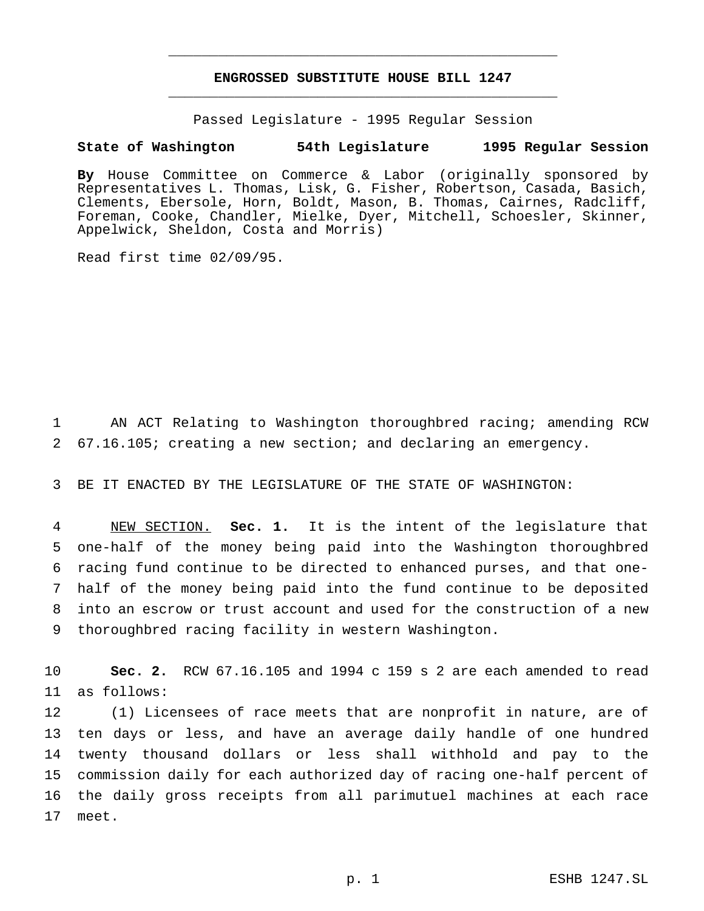# ENGROSSED SUBSTITUTE HOUSE BILL 1247

Passed Legislature - 1995 Regular Session

**State of Washington 54th Legislature 1995 Regular Session**

**By** House Committee on Commerce & Labor (originally sponsored by Representatives L. Thomas, Lisk, G. Fisher, Robertson, Casada, Basich, Clements, Ebersole, Horn, Boldt, Mason, B. Thomas, Cairnes, Radcliff, Foreman, Cooke, Chandler, Mielke, Dyer, Mitchell, Schoesler, Skinner, Appelwick, Sheldon, Costa and Morris)

Read first time 02/09/95.

1 AN ACT Relating to Washington thoroughbred racing; amending RCW
2 67.16.105; creating a new section; and declaring an emergency.

3 BE IT ENACTED BY THE LEGISLATURE OF THE STATE OF WASHINGTON:

4 NEW SECTION. **Sec. 1.** It is the intent of the legislature that
5 one-half of the money being paid into the Washington thoroughbred
6 racing fund continue to be directed to enhanced purses, and that one-
7 half of the money being paid into the fund continue to be deposited
8 into an escrow or trust account and used for the construction of a new
9 thoroughbred racing facility in western Washington.

10 **Sec. 2.** RCW 67.16.105 and 1994 c 159 s 2 are each amended to read
11 as follows:

12 (1) Licensees of race meets that are nonprofit in nature, are of
13 ten days or less, and have an average daily handle of one hundred
14 twenty thousand dollars or less shall withhold and pay to the
15 commission daily for each authorized day of racing one-half percent of
16 the daily gross receipts from all parimutuel machines at each race
17 meet.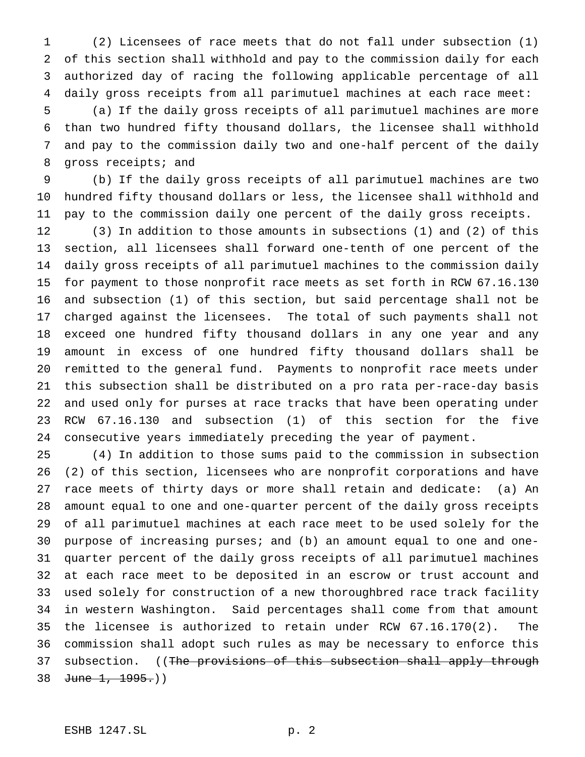(2) Licensees of race meets that do not fall under subsection (1) of this section shall withhold and pay to the commission daily for each authorized day of racing the following applicable percentage of all daily gross receipts from all parimutuel machines at each race meet:

(a) If the daily gross receipts of all parimutuel machines are more than two hundred fifty thousand dollars, the licensee shall withhold and pay to the commission daily two and one-half percent of the daily gross receipts; and

(b) If the daily gross receipts of all parimutuel machines are two hundred fifty thousand dollars or less, the licensee shall withhold and pay to the commission daily one percent of the daily gross receipts.

(3) In addition to those amounts in subsections (1) and (2) of this section, all licensees shall forward one-tenth of one percent of the daily gross receipts of all parimutuel machines to the commission daily for payment to those nonprofit race meets as set forth in RCW 67.16.130 and subsection (1) of this section, but said percentage shall not be charged against the licensees. The total of such payments shall not exceed one hundred fifty thousand dollars in any one year and any amount in excess of one hundred fifty thousand dollars shall be remitted to the general fund. Payments to nonprofit race meets under this subsection shall be distributed on a pro rata per-race-day basis and used only for purses at race tracks that have been operating under RCW 67.16.130 and subsection (1) of this section for the five consecutive years immediately preceding the year of payment.

(4) In addition to those sums paid to the commission in subsection (2) of this section, licensees who are nonprofit corporations and have race meets of thirty days or more shall retain and dedicate: (a) An amount equal to one and one-quarter percent of the daily gross receipts of all parimutuel machines at each race meet to be used solely for the purpose of increasing purses; and (b) an amount equal to one and one-quarter percent of the daily gross receipts of all parimutuel machines at each race meet to be deposited in an escrow or trust account and used solely for construction of a new thoroughbred race track facility in western Washington. Said percentages shall come from that amount the licensee is authorized to retain under RCW 67.16.170(2). The commission shall adopt such rules as may be necessary to enforce this subsection. ((~~The provisions of this subsection shall apply through June 1, 1995.~~))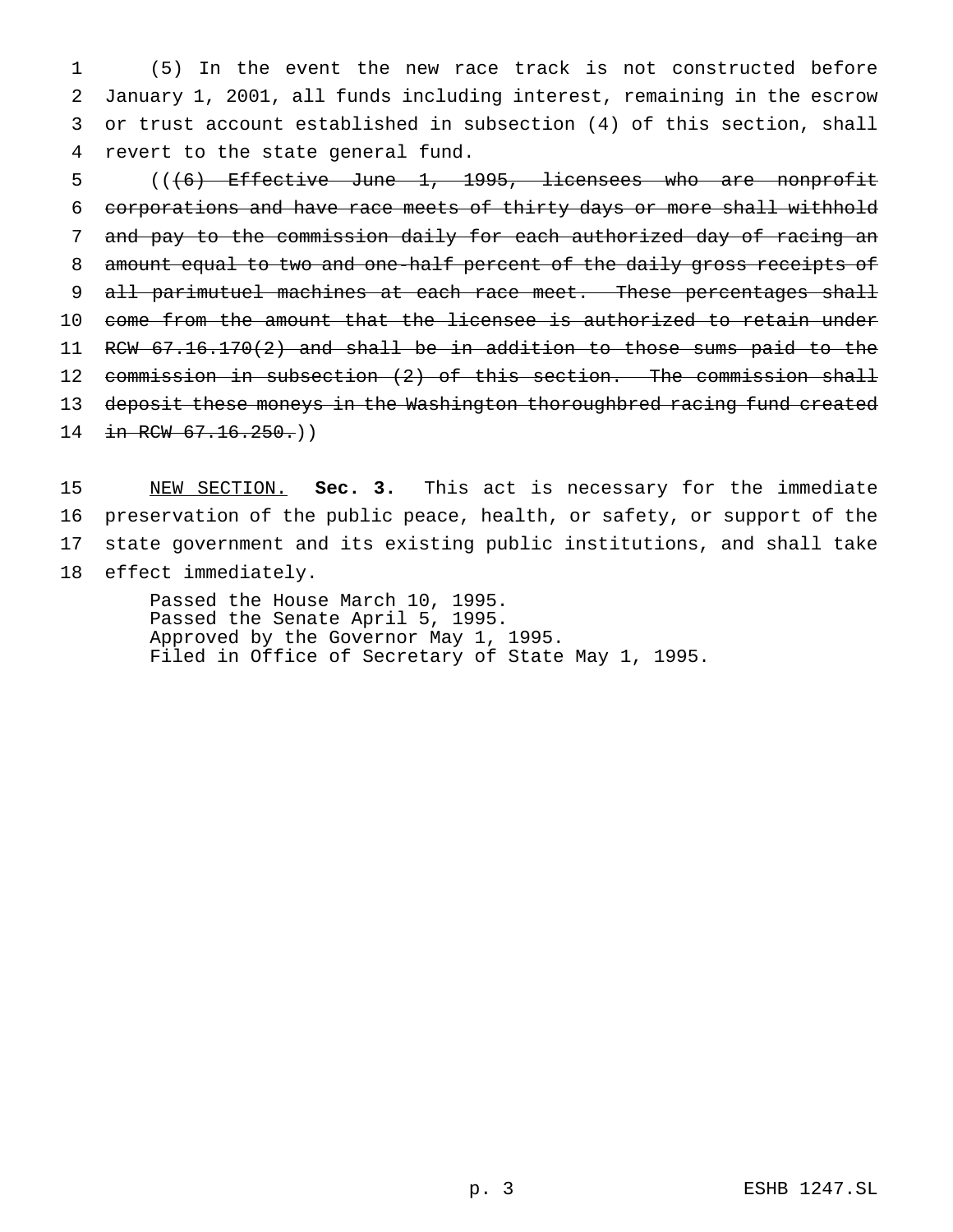(5) In the event the new race track is not constructed before January 1, 2001, all funds including interest, remaining in the escrow or trust account established in subsection (4) of this section, shall revert to the state general fund.

((~~(6) Effective June 1, 1995, licensees who are nonprofit corporations and have race meets of thirty days or more shall withhold and pay to the commission daily for each authorized day of racing an amount equal to two and one-half percent of the daily gross receipts of all parimutuel machines at each race meet. These percentages shall come from the amount that the licensee is authorized to retain under RCW 67.16.170(2) and shall be in addition to those sums paid to the commission in subsection (2) of this section. The commission shall deposit these moneys in the Washington thoroughbred racing fund created in RCW 67.16.250.~~))

NEW SECTION. **Sec. 3.** This act is necessary for the immediate preservation of the public peace, health, or safety, or support of the state government and its existing public institutions, and shall take effect immediately.

Passed the House March 10, 1995.
Passed the Senate April 5, 1995.
Approved by the Governor May 1, 1995.
Filed in Office of Secretary of State May 1, 1995.